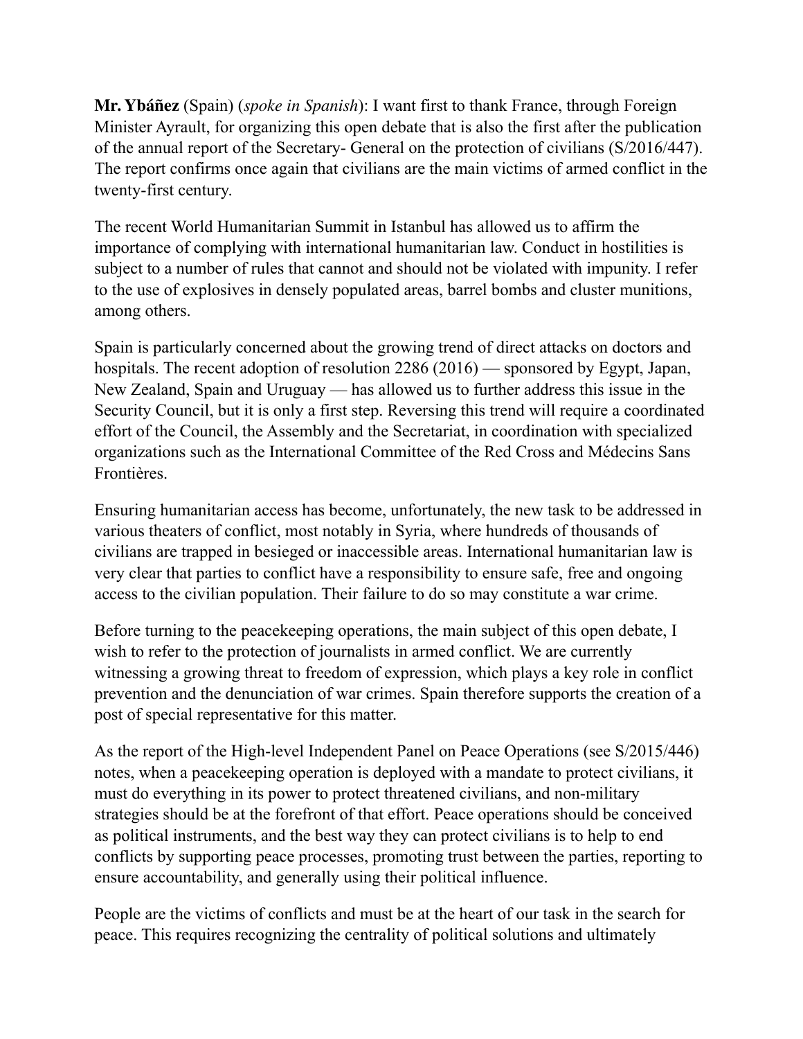**Mr. Ybáñez** (Spain) (*spoke in Spanish*): I want first to thank France, through Foreign Minister Ayrault, for organizing this open debate that is also the first after the publication of the annual report of the Secretary- General on the protection of civilians (S/2016/447). The report confirms once again that civilians are the main victims of armed conflict in the twenty-first century.

The recent World Humanitarian Summit in Istanbul has allowed us to affirm the importance of complying with international humanitarian law. Conduct in hostilities is subject to a number of rules that cannot and should not be violated with impunity. I refer to the use of explosives in densely populated areas, barrel bombs and cluster munitions, among others.

Spain is particularly concerned about the growing trend of direct attacks on doctors and hospitals. The recent adoption of resolution 2286 (2016) — sponsored by Egypt, Japan, New Zealand, Spain and Uruguay — has allowed us to further address this issue in the Security Council, but it is only a first step. Reversing this trend will require a coordinated effort of the Council, the Assembly and the Secretariat, in coordination with specialized organizations such as the International Committee of the Red Cross and Médecins Sans Frontières.

Ensuring humanitarian access has become, unfortunately, the new task to be addressed in various theaters of conflict, most notably in Syria, where hundreds of thousands of civilians are trapped in besieged or inaccessible areas. International humanitarian law is very clear that parties to conflict have a responsibility to ensure safe, free and ongoing access to the civilian population. Their failure to do so may constitute a war crime.

Before turning to the peacekeeping operations, the main subject of this open debate, I wish to refer to the protection of journalists in armed conflict. We are currently witnessing a growing threat to freedom of expression, which plays a key role in conflict prevention and the denunciation of war crimes. Spain therefore supports the creation of a post of special representative for this matter.

As the report of the High-level Independent Panel on Peace Operations (see S/2015/446) notes, when a peacekeeping operation is deployed with a mandate to protect civilians, it must do everything in its power to protect threatened civilians, and non-military strategies should be at the forefront of that effort. Peace operations should be conceived as political instruments, and the best way they can protect civilians is to help to end conflicts by supporting peace processes, promoting trust between the parties, reporting to ensure accountability, and generally using their political influence.

People are the victims of conflicts and must be at the heart of our task in the search for peace. This requires recognizing the centrality of political solutions and ultimately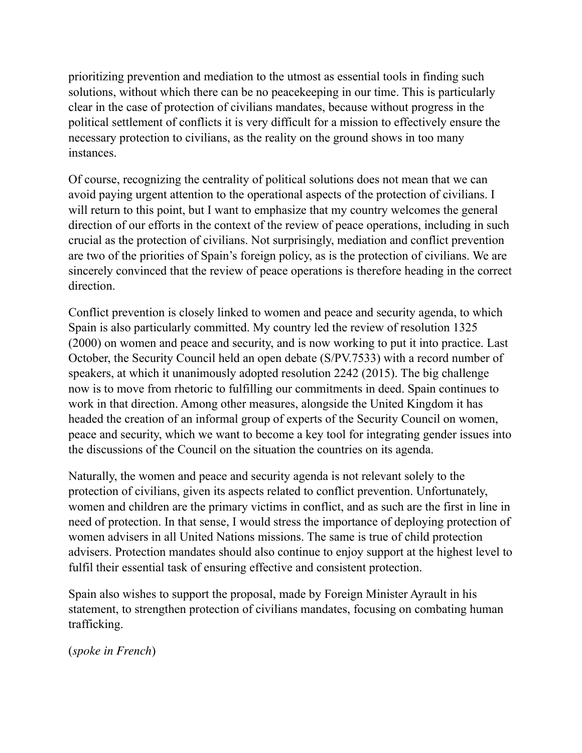prioritizing prevention and mediation to the utmost as essential tools in finding such solutions, without which there can be no peacekeeping in our time. This is particularly clear in the case of protection of civilians mandates, because without progress in the political settlement of conflicts it is very difficult for a mission to effectively ensure the necessary protection to civilians, as the reality on the ground shows in too many instances.

Of course, recognizing the centrality of political solutions does not mean that we can avoid paying urgent attention to the operational aspects of the protection of civilians. I will return to this point, but I want to emphasize that my country welcomes the general direction of our efforts in the context of the review of peace operations, including in such crucial as the protection of civilians. Not surprisingly, mediation and conflict prevention are two of the priorities of Spain’s foreign policy, as is the protection of civilians. We are sincerely convinced that the review of peace operations is therefore heading in the correct direction.

Conflict prevention is closely linked to women and peace and security agenda, to which Spain is also particularly committed. My country led the review of resolution 1325 (2000) on women and peace and security, and is now working to put it into practice. Last October, the Security Council held an open debate (S/PV.7533) with a record number of speakers, at which it unanimously adopted resolution 2242 (2015). The big challenge now is to move from rhetoric to fulfilling our commitments in deed. Spain continues to work in that direction. Among other measures, alongside the United Kingdom it has headed the creation of an informal group of experts of the Security Council on women, peace and security, which we want to become a key tool for integrating gender issues into the discussions of the Council on the situation the countries on its agenda.

Naturally, the women and peace and security agenda is not relevant solely to the protection of civilians, given its aspects related to conflict prevention. Unfortunately, women and children are the primary victims in conflict, and as such are the first in line in need of protection. In that sense, I would stress the importance of deploying protection of women advisers in all United Nations missions. The same is true of child protection advisers. Protection mandates should also continue to enjoy support at the highest level to fulfil their essential task of ensuring effective and consistent protection.

Spain also wishes to support the proposal, made by Foreign Minister Ayrault in his statement, to strengthen protection of civilians mandates, focusing on combating human trafficking.

(*spoke in French*)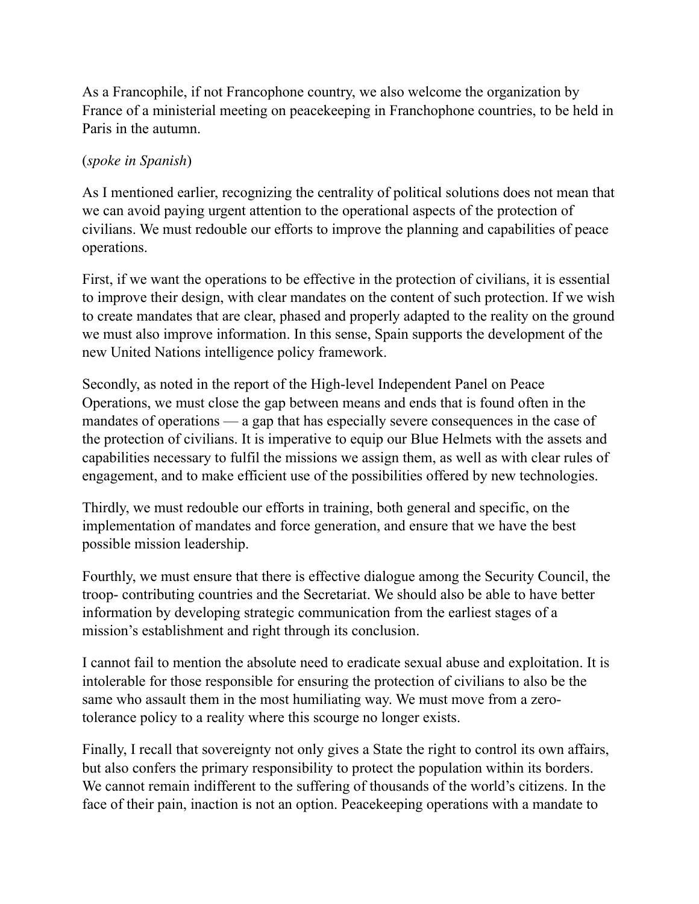As a Francophile, if not Francophone country, we also welcome the organization by France of a ministerial meeting on peacekeeping in Franchophone countries, to be held in Paris in the autumn.

(*spoke in Spanish*)

As I mentioned earlier, recognizing the centrality of political solutions does not mean that we can avoid paying urgent attention to the operational aspects of the protection of civilians. We must redouble our efforts to improve the planning and capabilities of peace operations.

First, if we want the operations to be effective in the protection of civilians, it is essential to improve their design, with clear mandates on the content of such protection. If we wish to create mandates that are clear, phased and properly adapted to the reality on the ground we must also improve information. In this sense, Spain supports the development of the new United Nations intelligence policy framework.

Secondly, as noted in the report of the High-level Independent Panel on Peace Operations, we must close the gap between means and ends that is found often in the mandates of operations — a gap that has especially severe consequences in the case of the protection of civilians. It is imperative to equip our Blue Helmets with the assets and capabilities necessary to fulfil the missions we assign them, as well as with clear rules of engagement, and to make efficient use of the possibilities offered by new technologies.

Thirdly, we must redouble our efforts in training, both general and specific, on the implementation of mandates and force generation, and ensure that we have the best possible mission leadership.

Fourthly, we must ensure that there is effective dialogue among the Security Council, the troop- contributing countries and the Secretariat. We should also be able to have better information by developing strategic communication from the earliest stages of a mission's establishment and right through its conclusion.

I cannot fail to mention the absolute need to eradicate sexual abuse and exploitation. It is intolerable for those responsible for ensuring the protection of civilians to also be the same who assault them in the most humiliating way. We must move from a zero-tolerance policy to a reality where this scourge no longer exists.

Finally, I recall that sovereignty not only gives a State the right to control its own affairs, but also confers the primary responsibility to protect the population within its borders. We cannot remain indifferent to the suffering of thousands of the world's citizens. In the face of their pain, inaction is not an option. Peacekeeping operations with a mandate to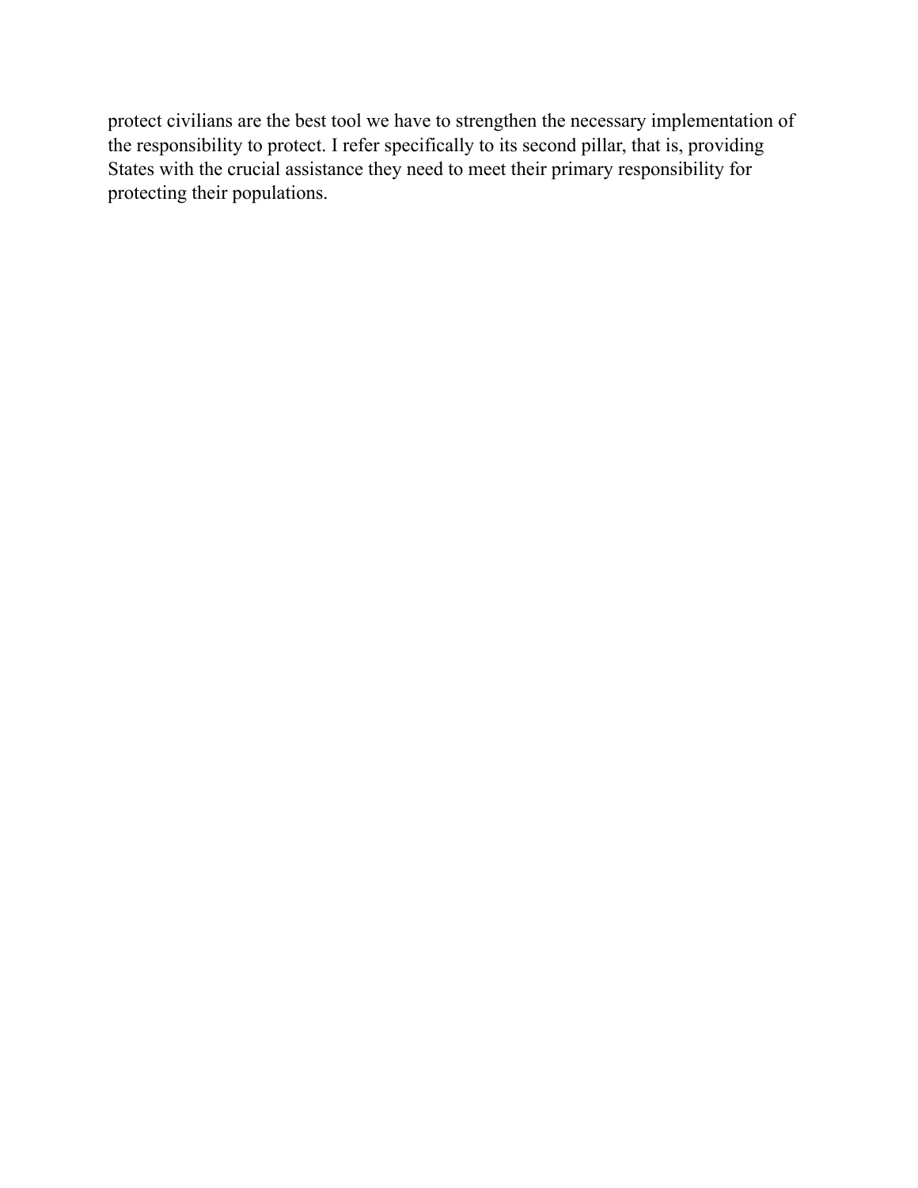protect civilians are the best tool we have to strengthen the necessary implementation of the responsibility to protect. I refer specifically to its second pillar, that is, providing States with the crucial assistance they need to meet their primary responsibility for protecting their populations.